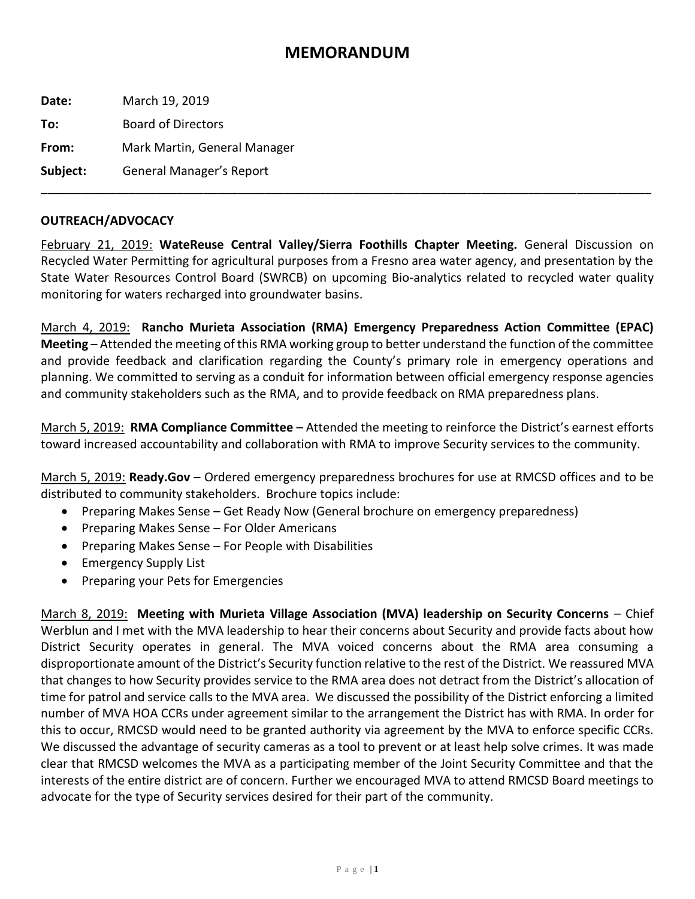# MEMORANDUM

**Date:** March 19, 2019

**To:** Board of Directors

**From:** Mark Martin, General Manager

**Subject:** General Manager's Report

---

**OUTREACH/ADVOCACY**

February 21, 2019: **WateReuse Central Valley/Sierra Foothills Chapter Meeting.** General Discussion on Recycled Water Permitting for agricultural purposes from a Fresno area water agency, and presentation by the State Water Resources Control Board (SWRCB) on upcoming Bio-analytics related to recycled water quality monitoring for waters recharged into groundwater basins.

March 4, 2019: **Rancho Murieta Association (RMA) Emergency Preparedness Action Committee (EPAC) Meeting** – Attended the meeting of this RMA working group to better understand the function of the committee and provide feedback and clarification regarding the County's primary role in emergency operations and planning. We committed to serving as a conduit for information between official emergency response agencies and community stakeholders such as the RMA, and to provide feedback on RMA preparedness plans.

March 5, 2019: **RMA Compliance Committee** – Attended the meeting to reinforce the District's earnest efforts toward increased accountability and collaboration with RMA to improve Security services to the community.

March 5, 2019: **Ready.Gov** – Ordered emergency preparedness brochures for use at RMCSD offices and to be distributed to community stakeholders. Brochure topics include:

- Preparing Makes Sense – Get Ready Now (General brochure on emergency preparedness)
- Preparing Makes Sense – For Older Americans
- Preparing Makes Sense – For People with Disabilities
- Emergency Supply List
- Preparing your Pets for Emergencies

March 8, 2019: **Meeting with Murieta Village Association (MVA) leadership on Security Concerns** – Chief Werblun and I met with the MVA leadership to hear their concerns about Security and provide facts about how District Security operates in general. The MVA voiced concerns about the RMA area consuming a disproportionate amount of the District's Security function relative to the rest of the District. We reassured MVA that changes to how Security provides service to the RMA area does not detract from the District's allocation of time for patrol and service calls to the MVA area. We discussed the possibility of the District enforcing a limited number of MVA HOA CCRs under agreement similar to the arrangement the District has with RMA. In order for this to occur, RMCSD would need to be granted authority via agreement by the MVA to enforce specific CCRs. We discussed the advantage of security cameras as a tool to prevent or at least help solve crimes. It was made clear that RMCSD welcomes the MVA as a participating member of the Joint Security Committee and that the interests of the entire district are of concern. Further we encouraged MVA to attend RMCSD Board meetings to advocate for the type of Security services desired for their part of the community.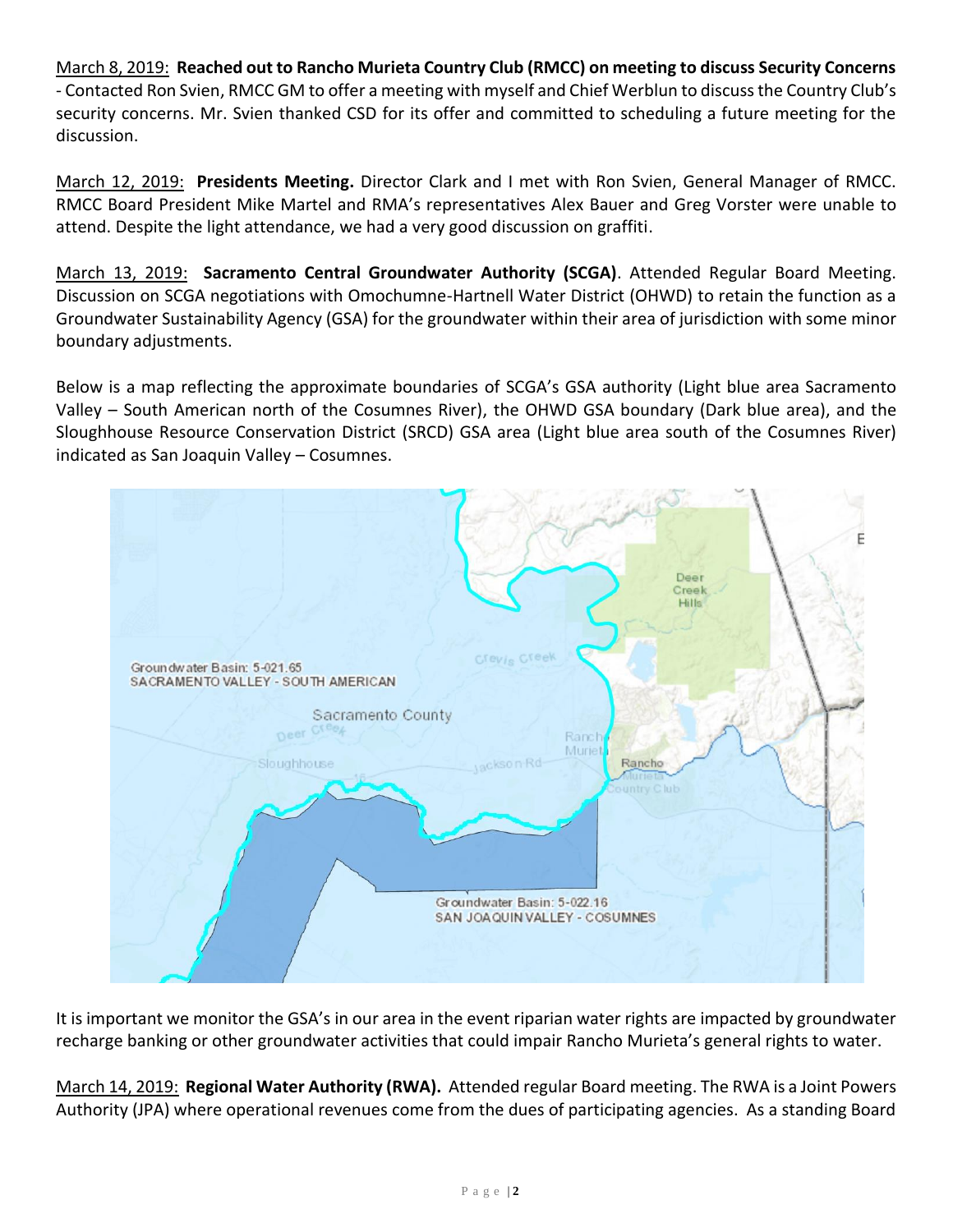March 8, 2019: **Reached out to Rancho Murieta Country Club (RMCC) on meeting to discuss Security Concerns** - Contacted Ron Svien, RMCC GM to offer a meeting with myself and Chief Werblun to discuss the Country Club's security concerns. Mr. Svien thanked CSD for its offer and committed to scheduling a future meeting for the discussion.

March 12, 2019: **Presidents Meeting.** Director Clark and I met with Ron Svien, General Manager of RMCC. RMCC Board President Mike Martel and RMA's representatives Alex Bauer and Greg Vorster were unable to attend. Despite the light attendance, we had a very good discussion on graffiti.

March 13, 2019: **Sacramento Central Groundwater Authority (SCGA)**. Attended Regular Board Meeting. Discussion on SCGA negotiations with Omochumne-Hartnell Water District (OHWD) to retain the function as a Groundwater Sustainability Agency (GSA) for the groundwater within their area of jurisdiction with some minor boundary adjustments.

Below is a map reflecting the approximate boundaries of SCGA's GSA authority (Light blue area Sacramento Valley – South American north of the Cosumnes River), the OHWD GSA boundary (Dark blue area), and the Sloughhouse Resource Conservation District (SRCD) GSA area (Light blue area south of the Cosumnes River) indicated as San Joaquin Valley – Cosumnes.

It is important we monitor the GSA's in our area in the event riparian water rights are impacted by groundwater recharge banking or other groundwater activities that could impair Rancho Murieta's general rights to water.

March 14, 2019: **Regional Water Authority (RWA).** Attended regular Board meeting. The RWA is a Joint Powers Authority (JPA) where operational revenues come from the dues of participating agencies. As a standing Board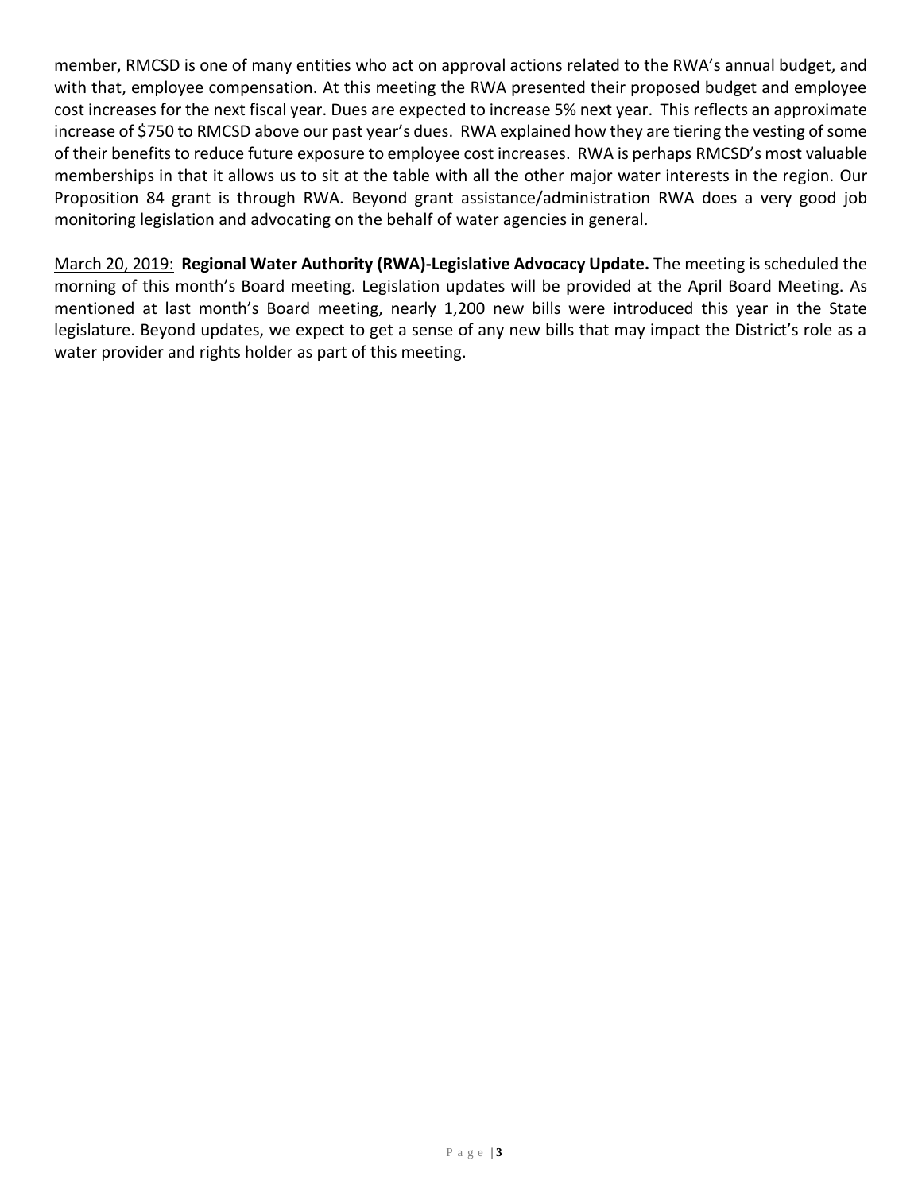member, RMCSD is one of many entities who act on approval actions related to the RWA's annual budget, and with that, employee compensation. At this meeting the RWA presented their proposed budget and employee cost increases for the next fiscal year. Dues are expected to increase 5% next year. This reflects an approximate increase of $750 to RMCSD above our past year's dues. RWA explained how they are tiering the vesting of some of their benefits to reduce future exposure to employee cost increases. RWA is perhaps RMCSD's most valuable memberships in that it allows us to sit at the table with all the other major water interests in the region. Our Proposition 84 grant is through RWA. Beyond grant assistance/administration RWA does a very good job monitoring legislation and advocating on the behalf of water agencies in general.

March 20, 2019: **Regional Water Authority (RWA)-Legislative Advocacy Update.** The meeting is scheduled the morning of this month's Board meeting. Legislation updates will be provided at the April Board Meeting. As mentioned at last month's Board meeting, nearly 1,200 new bills were introduced this year in the State legislature. Beyond updates, we expect to get a sense of any new bills that may impact the District's role as a water provider and rights holder as part of this meeting.